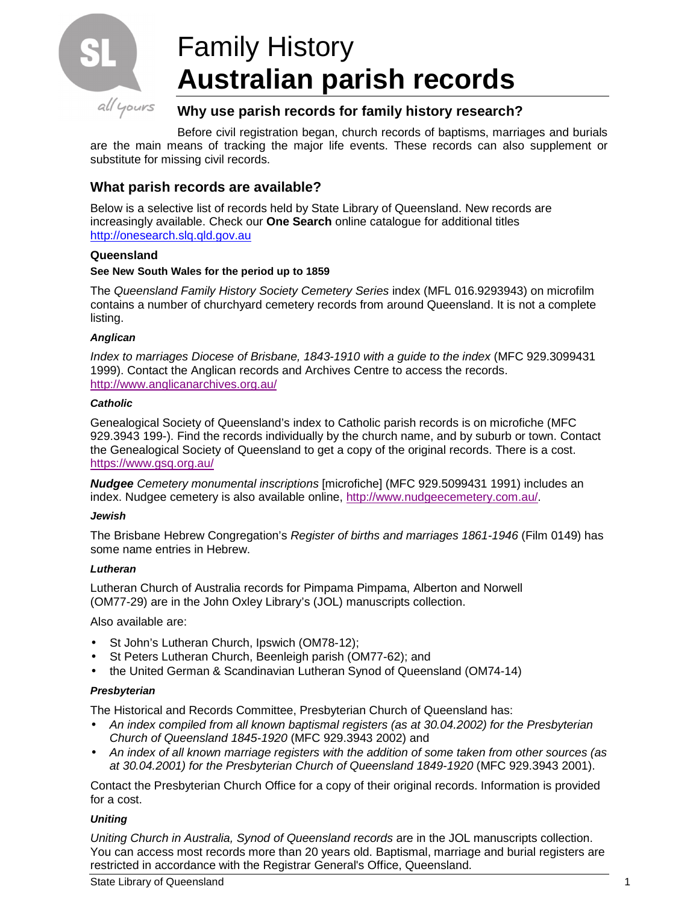# Family History
# **Australian parish records**

## Why use parish records for family history research?

Before civil registration began, church records of baptisms, marriages and burials are the main means of tracking the major life events. These records can also supplement or substitute for missing civil records.

## What parish records are available?

Below is a selective list of records held by State Library of Queensland. New records are increasingly available. Check our **One Search** online catalogue for additional titles http://onesearch.slq.qld.gov.au

### Queensland

**See New South Wales for the period up to 1859**

The *Queensland Family History Society Cemetery Series* index (MFL 016.9293943) on microfilm contains a number of churchyard cemetery records from around Queensland. It is not a complete listing.

#### *Anglican*

*Index to marriages Diocese of Brisbane, 1843-1910 with a guide to the index* (MFC 929.3099431 1999). Contact the Anglican records and Archives Centre to access the records. http://www.anglicanarchives.org.au/

#### *Catholic*

Genealogical Society of Queensland's index to Catholic parish records is on microfiche (MFC 929.3943 199-). Find the records individually by the church name, and by suburb or town. Contact the Genealogical Society of Queensland to get a copy of the original records. There is a cost. https://www.gsq.org.au/

***Nudgee*** *Cemetery monumental inscriptions* [microfiche] (MFC 929.5099431 1991) includes an index. Nudgee cemetery is also available online, http://www.nudgeecemetery.com.au/.

#### *Jewish*

The Brisbane Hebrew Congregation's *Register of births and marriages 1861-1946* (Film 0149) has some name entries in Hebrew.

#### *Lutheran*

Lutheran Church of Australia records for Pimpama Pimpama, Alberton and Norwell (OM77-29) are in the John Oxley Library's (JOL) manuscripts collection.

Also available are:

- St John's Lutheran Church, Ipswich (OM78-12);
- St Peters Lutheran Church, Beenleigh parish (OM77-62); and
- the United German & Scandinavian Lutheran Synod of Queensland (OM74-14)

#### *Presbyterian*

The Historical and Records Committee, Presbyterian Church of Queensland has:

- *An index compiled from all known baptismal registers (as at 30.04.2002) for the Presbyterian Church of Queensland 1845-1920* (MFC 929.3943 2002) and
- *An index of all known marriage registers with the addition of some taken from other sources (as at 30.04.2001) for the Presbyterian Church of Queensland 1849-1920* (MFC 929.3943 2001).

Contact the Presbyterian Church Office for a copy of their original records. Information is provided for a cost.

#### *Uniting*

*Uniting Church in Australia, Synod of Queensland records* are in the JOL manuscripts collection. You can access most records more than 20 years old. Baptismal, marriage and burial registers are restricted in accordance with the Registrar General's Office, Queensland.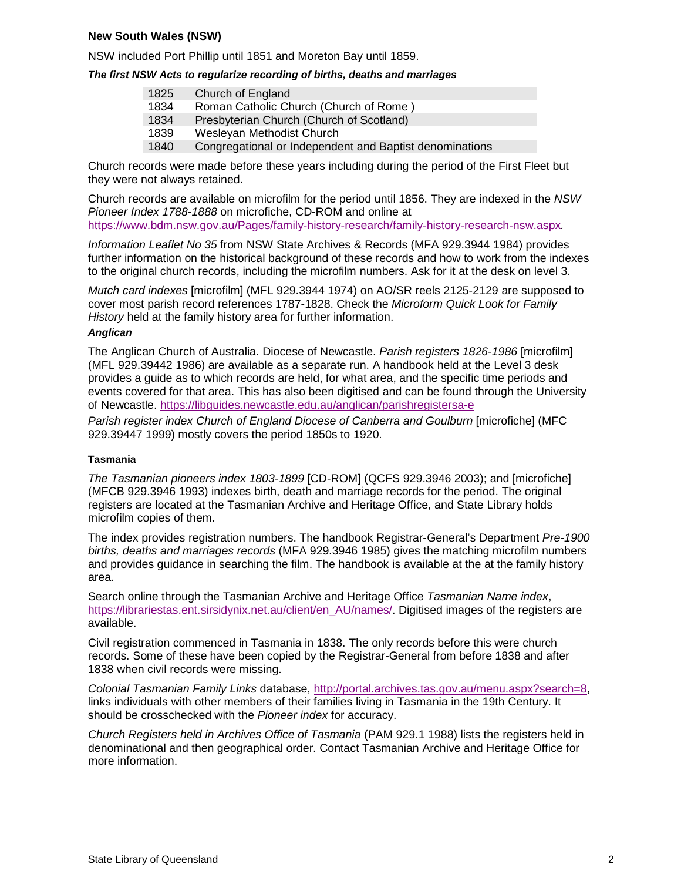## New South Wales (NSW)

NSW included Port Phillip until 1851 and Moreton Bay until 1859.

***The first NSW Acts to regularize recording of births, deaths and marriages***

| | |
|---|---|
| 1825 | Church of England |
| 1834 | Roman Catholic Church (Church of Rome ) |
| 1834 | Presbyterian Church (Church of Scotland) |
| 1839 | Wesleyan Methodist Church |
| 1840 | Congregational or Independent and Baptist denominations |

Church records were made before these years including during the period of the First Fleet but they were not always retained.

Church records are available on microfilm for the period until 1856. They are indexed in the *NSW Pioneer Index 1788-1888* on microfiche, CD-ROM and online at https://www.bdm.nsw.gov.au/Pages/family-history-research/family-history-research-nsw.aspx.

*Information Leaflet No 35* from NSW State Archives & Records (MFA 929.3944 1984) provides further information on the historical background of these records and how to work from the indexes to the original church records, including the microfilm numbers. Ask for it at the desk on level 3.

*Mutch card indexes* [microfilm] (MFL 929.3944 1974) on AO/SR reels 2125-2129 are supposed to cover most parish record references 1787-1828. Check the *Microform Quick Look for Family History* held at the family history area for further information.

***Anglican***

The Anglican Church of Australia. Diocese of Newcastle. *Parish registers 1826-1986* [microfilm] (MFL 929.39442 1986) are available as a separate run. A handbook held at the Level 3 desk provides a guide as to which records are held, for what area, and the specific time periods and events covered for that area. This has also been digitised and can be found through the University of Newcastle. https://libguides.newcastle.edu.au/anglican/parishregistersa-e

*Parish register index Church of England Diocese of Canberra and Goulburn* [microfiche] (MFC 929.39447 1999) mostly covers the period 1850s to 1920.

## Tasmania

*The Tasmanian pioneers index 1803-1899* [CD-ROM] (QCFS 929.3946 2003); and [microfiche] (MFCB 929.3946 1993) indexes birth, death and marriage records for the period. The original registers are located at the Tasmanian Archive and Heritage Office, and State Library holds microfilm copies of them.

The index provides registration numbers. The handbook Registrar-General's Department *Pre-1900 births, deaths and marriages records* (MFA 929.3946 1985) gives the matching microfilm numbers and provides guidance in searching the film. The handbook is available at the at the family history area.

Search online through the Tasmanian Archive and Heritage Office *Tasmanian Name index*, https://librariestas.ent.sirsidynix.net.au/client/en_AU/names/. Digitised images of the registers are available.

Civil registration commenced in Tasmania in 1838. The only records before this were church records. Some of these have been copied by the Registrar-General from before 1838 and after 1838 when civil records were missing.

*Colonial Tasmanian Family Links* database, http://portal.archives.tas.gov.au/menu.aspx?search=8, links individuals with other members of their families living in Tasmania in the 19th Century. It should be crosschecked with the *Pioneer index* for accuracy.

*Church Registers held in Archives Office of Tasmania* (PAM 929.1 1988) lists the registers held in denominational and then geographical order. Contact Tasmanian Archive and Heritage Office for more information.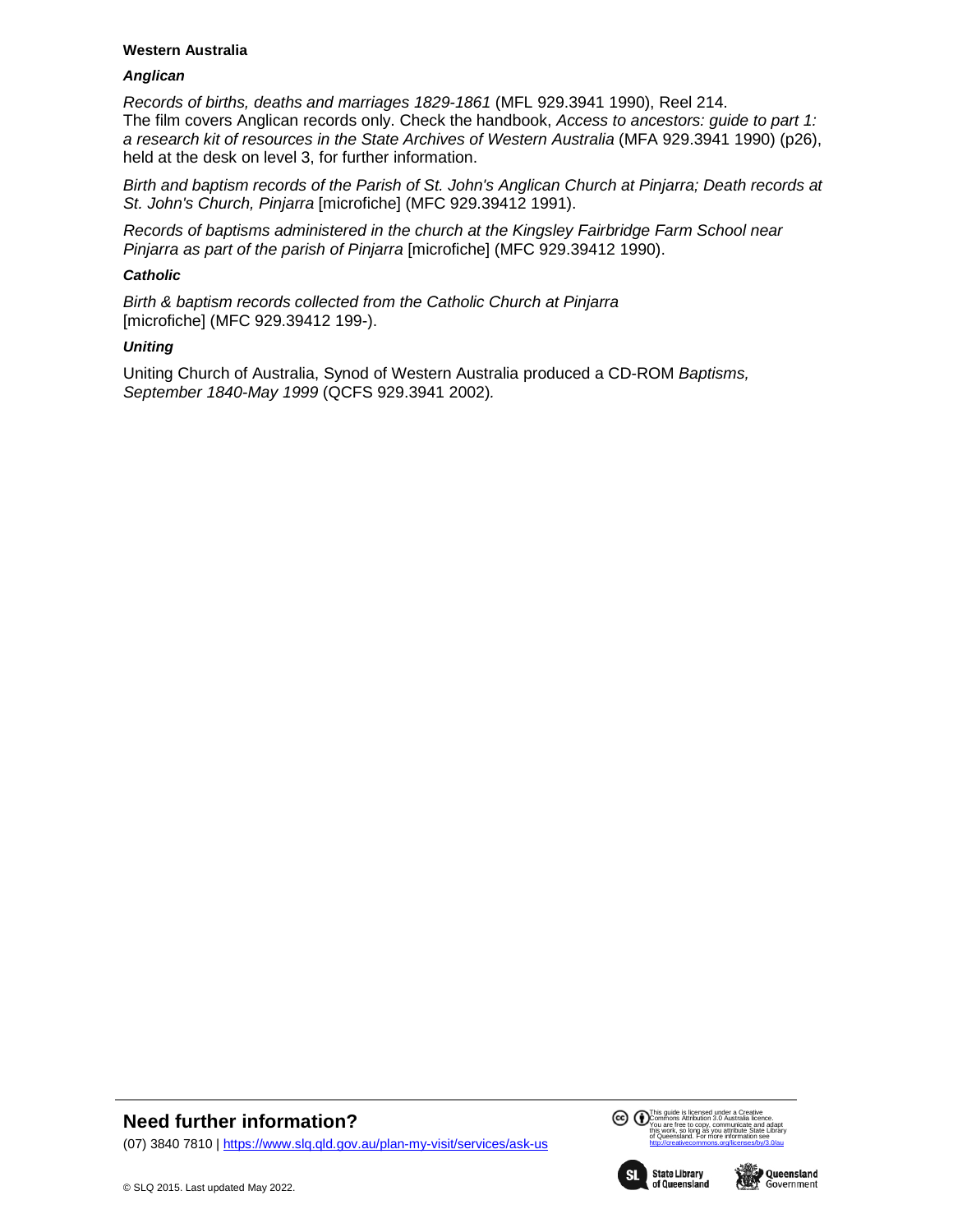**Western Australia**

***Anglican***

*Records of births, deaths and marriages 1829-1861* (MFL 929.3941 1990), Reel 214.
The film covers Anglican records only. Check the handbook, *Access to ancestors: guide to part 1: a research kit of resources in the State Archives of Western Australia* (MFA 929.3941 1990) (p26), held at the desk on level 3, for further information.

*Birth and baptism records of the Parish of St. John's Anglican Church at Pinjarra; Death records at St. John's Church, Pinjarra* [microfiche] (MFC 929.39412 1991).

*Records of baptisms administered in the church at the Kingsley Fairbridge Farm School near Pinjarra as part of the parish of Pinjarra* [microfiche] (MFC 929.39412 1990).

***Catholic***

*Birth & baptism records collected from the Catholic Church at Pinjarra* [microfiche] (MFC 929.39412 199-).

***Uniting***

Uniting Church of Australia, Synod of Western Australia produced a CD-ROM *Baptisms, September 1840-May 1999* (QCFS 929.3941 2002).

## Need further information?

(07) 3840 7810 | https://www.slq.qld.gov.au/plan-my-visit/services/ask-us

This guide is licensed under a Creative Commons Attribution 3.0 Australia licence. You are free to copy, communicate and adapt this work, so long as you attribute State Library of Queensland. For more information see http://creativecommons.org/licenses/by/3.0/au

© SLQ 2015. Last updated May 2022.